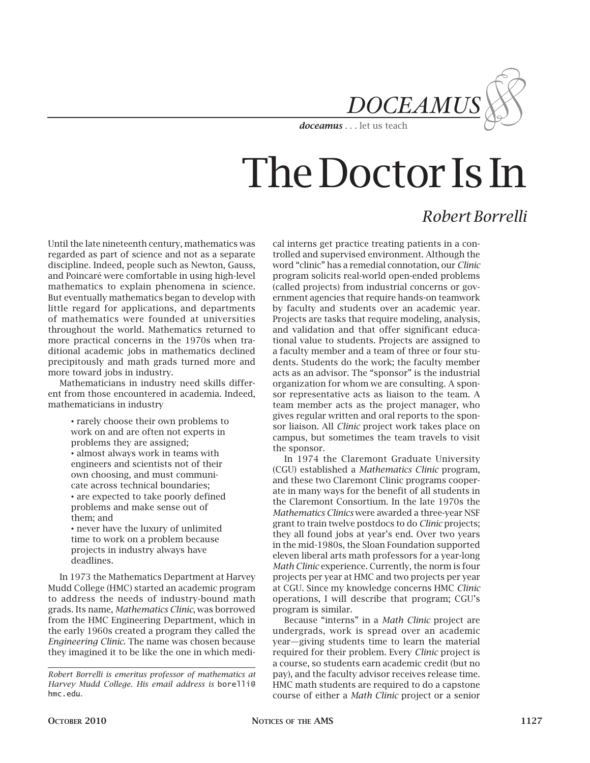# DOCEAMUS

***doceamus*** . . . let us teach

# The Doctor Is In

## *Robert Borrelli*

Until the late nineteenth century, mathematics was regarded as part of science and not as a separate discipline. Indeed, people such as Newton, Gauss, and Poincaré were comfortable in using high-level mathematics to explain phenomena in science. But eventually mathematics began to develop with little regard for applications, and departments of mathematics were founded at universities throughout the world. Mathematics returned to more practical concerns in the 1970s when traditional academic jobs in mathematics declined precipitously and math grads turned more and more toward jobs in industry.

Mathematicians in industry need skills different from those encountered in academia. Indeed, mathematicians in industry

- rarely choose their own problems to work on and are often not experts in problems they are assigned;
- almost always work in teams with engineers and scientists not of their own choosing, and must communicate across technical boundaries;
- are expected to take poorly defined problems and make sense out of them; and
- never have the luxury of unlimited time to work on a problem because projects in industry always have deadlines.

In 1973 the Mathematics Department at Harvey Mudd College (HMC) started an academic program to address the needs of industry-bound math grads. Its name, *Mathematics Clinic*, was borrowed from the HMC Engineering Department, which in the early 1960s created a program they called the *Engineering Clinic*. The name was chosen because they imagined it to be like the one in which medical interns get practice treating patients in a controlled and supervised environment. Although the word "clinic" has a remedial connotation, our *Clinic* program solicits real-world open-ended problems (called projects) from industrial concerns or government agencies that require hands-on teamwork by faculty and students over an academic year. Projects are tasks that require modeling, analysis, and validation and that offer significant educational value to students. Projects are assigned to a faculty member and a team of three or four students. Students do the work; the faculty member acts as an advisor. The "sponsor" is the industrial organization for whom we are consulting. A sponsor representative acts as liaison to the team. A team member acts as the project manager, who gives regular written and oral reports to the sponsor liaison. All *Clinic* project work takes place on campus, but sometimes the team travels to visit the sponsor.

In 1974 the Claremont Graduate University (CGU) established a *Mathematics Clinic* program, and these two Claremont Clinic programs cooperate in many ways for the benefit of all students in the Claremont Consortium. In the late 1970s the *Mathematics Clinics* were awarded a three-year NSF grant to train twelve postdocs to do *Clinic* projects; they all found jobs at year's end. Over two years in the mid-1980s, the Sloan Foundation supported eleven liberal arts math professors for a year-long *Math Clinic* experience. Currently, the norm is four projects per year at HMC and two projects per year at CGU. Since my knowledge concerns HMC *Clinic* operations, I will describe that program; CGU's program is similar.

Because "interns" in a *Math Clinic* project are undergrads, work is spread over an academic year—giving students time to learn the material required for their problem. Every *Clinic* project is a course, so students earn academic credit (but no pay), and the faculty advisor receives release time. HMC math students are required to do a capstone course of either a *Math Clinic* project or a senior

*Robert Borrelli is emeritus professor of mathematics at Harvey Mudd College. His email address is* `borelli@hmc.edu`.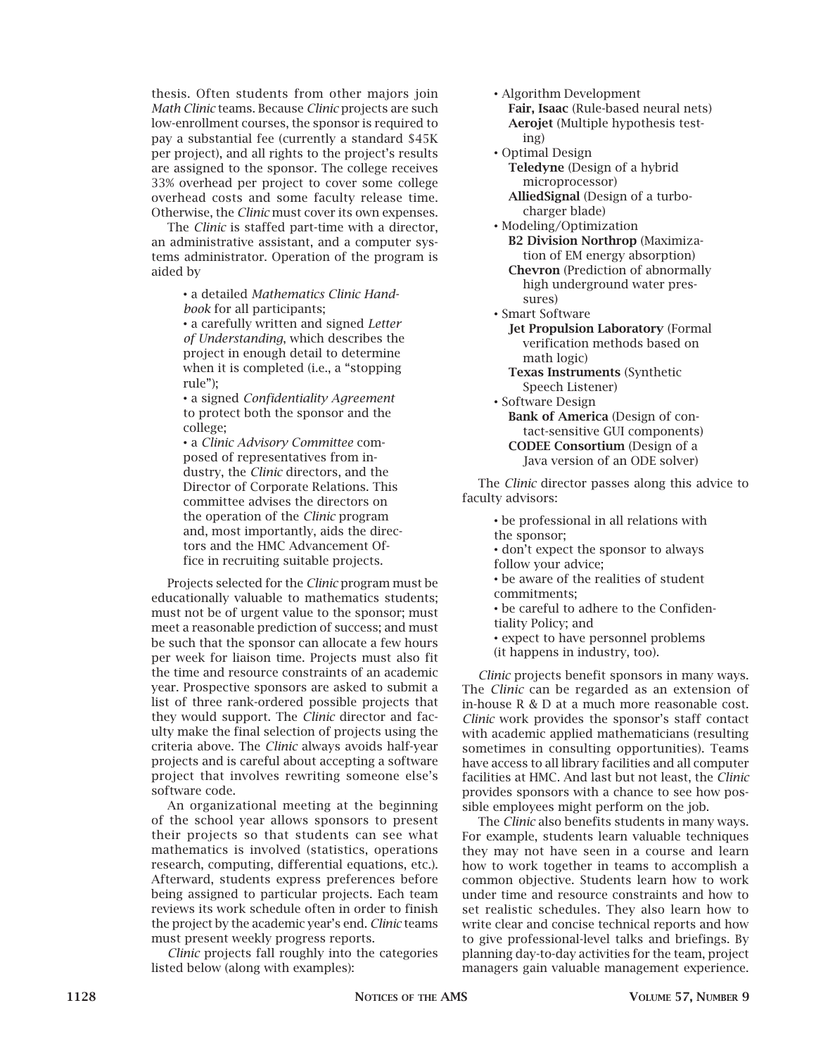thesis. Often students from other majors join *Math Clinic* teams. Because *Clinic* projects are such low-enrollment courses, the sponsor is required to pay a substantial fee (currently a standard $45K per project), and all rights to the project's results are assigned to the sponsor. The college receives 33% overhead per project to cover some college overhead costs and some faculty release time. Otherwise, the *Clinic* must cover its own expenses.

The *Clinic* is staffed part-time with a director, an administrative assistant, and a computer systems administrator. Operation of the program is aided by

- a detailed *Mathematics Clinic Handbook* for all participants;
- a carefully written and signed *Letter of Understanding*, which describes the project in enough detail to determine when it is completed (i.e., a "stopping rule");
- a signed *Confidentiality Agreement* to protect both the sponsor and the college;
- a *Clinic Advisory Committee* composed of representatives from industry, the *Clinic* directors, and the Director of Corporate Relations. This committee advises the directors on the operation of the *Clinic* program and, most importantly, aids the directors and the HMC Advancement Office in recruiting suitable projects.

Projects selected for the *Clinic* program must be educationally valuable to mathematics students; must not be of urgent value to the sponsor; must meet a reasonable prediction of success; and must be such that the sponsor can allocate a few hours per week for liaison time. Projects must also fit the time and resource constraints of an academic year. Prospective sponsors are asked to submit a list of three rank-ordered possible projects that they would support. The *Clinic* director and faculty make the final selection of projects using the criteria above. The *Clinic* always avoids half-year projects and is careful about accepting a software project that involves rewriting someone else's software code.

An organizational meeting at the beginning of the school year allows sponsors to present their projects so that students can see what mathematics is involved (statistics, operations research, computing, differential equations, etc.). Afterward, students express preferences before being assigned to particular projects. Each team reviews its work schedule often in order to finish the project by the academic year's end. *Clinic* teams must present weekly progress reports.

*Clinic* projects fall roughly into the categories listed below (along with examples):

- Algorithm Development
  - **Fair, Isaac** (Rule-based neural nets)
  - **Aerojet** (Multiple hypothesis testing)
- Optimal Design
  - **Teledyne** (Design of a hybrid microprocessor)
  - **AlliedSignal** (Design of a turbocharger blade)
- Modeling/Optimization
  - **B2 Division Northrop** (Maximization of EM energy absorption)
  - **Chevron** (Prediction of abnormally high underground water pressures)
- Smart Software
  - **Jet Propulsion Laboratory** (Formal verification methods based on math logic)
  - **Texas Instruments** (Synthetic Speech Listener)
- Software Design
  - **Bank of America** (Design of contact-sensitive GUI components)
  - **CODEE Consortium** (Design of a Java version of an ODE solver)

The *Clinic* director passes along this advice to faculty advisors:

- be professional in all relations with the sponsor;
- don't expect the sponsor to always follow your advice;
- be aware of the realities of student commitments;
- be careful to adhere to the Confidentiality Policy; and
- expect to have personnel problems (it happens in industry, too).

*Clinic* projects benefit sponsors in many ways. The *Clinic* can be regarded as an extension of in-house R & D at a much more reasonable cost. *Clinic* work provides the sponsor's staff contact with academic applied mathematicians (resulting sometimes in consulting opportunities). Teams have access to all library facilities and all computer facilities at HMC. And last but not least, the *Clinic* provides sponsors with a chance to see how possible employees might perform on the job.

The *Clinic* also benefits students in many ways. For example, students learn valuable techniques they may not have seen in a course and learn how to work together in teams to accomplish a common objective. Students learn how to work under time and resource constraints and how to set realistic schedules. They also learn how to write clear and concise technical reports and how to give professional-level talks and briefings. By planning day-to-day activities for the team, project managers gain valuable management experience.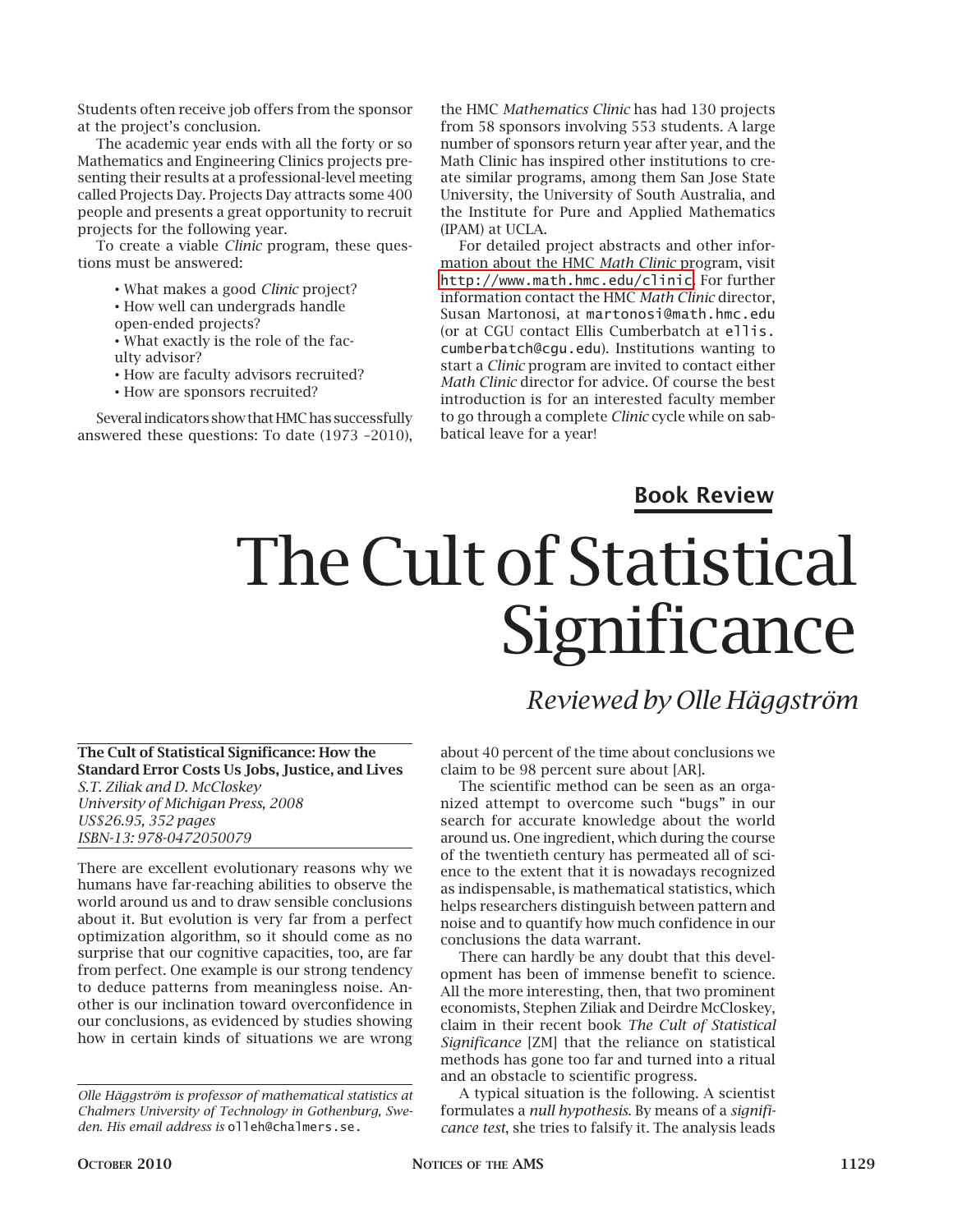Students often receive job offers from the sponsor at the project's conclusion.

The academic year ends with all the forty or so Mathematics and Engineering Clinics projects presenting their results at a professional-level meeting called Projects Day. Projects Day attracts some 400 people and presents a great opportunity to recruit projects for the following year.

To create a viable *Clinic* program, these questions must be answered:

- What makes a good *Clinic* project?
- How well can undergrads handle open-ended projects?
- What exactly is the role of the faculty advisor?
- How are faculty advisors recruited?
- How are sponsors recruited?

Several indicators show that HMC has successfully answered these questions: To date (1973 –2010), the HMC *Mathematics Clinic* has had 130 projects from 58 sponsors involving 553 students. A large number of sponsors return year after year, and the Math Clinic has inspired other institutions to create similar programs, among them San Jose State University, the University of South Australia, and the Institute for Pure and Applied Mathematics (IPAM) at UCLA.

For detailed project abstracts and other information about the HMC *Math Clinic* program, visit http://www.math.hmc.edu/clinic. For further information contact the HMC *Math Clinic* director, Susan Martonosi, at martonosi@math.hmc.edu (or at CGU contact Ellis Cumberbatch at ellis.cumberbatch@cgu.edu). Institutions wanting to start a *Clinic* program are invited to contact either *Math Clinic* director for advice. Of course the best introduction is for an interested faculty member to go through a complete *Clinic* cycle while on sabbatical leave for a year!

**Book Review**

# The Cult of Statistical Significance

*Reviewed by Olle Häggström*

**The Cult of Statistical Significance: How the Standard Error Costs Us Jobs, Justice, and Lives**
*S.T. Ziliak and D. McCloskey*
*University of Michigan Press, 2008*
*US$26.95, 352 pages*
*ISBN-13: 978-0472050079*

There are excellent evolutionary reasons why we humans have far-reaching abilities to observe the world around us and to draw sensible conclusions about it. But evolution is very far from a perfect optimization algorithm, so it should come as no surprise that our cognitive capacities, too, are far from perfect. One example is our strong tendency to deduce patterns from meaningless noise. Another is our inclination toward overconfidence in our conclusions, as evidenced by studies showing how in certain kinds of situations we are wrong about 40 percent of the time about conclusions we claim to be 98 percent sure about [AR].

The scientific method can be seen as an organized attempt to overcome such "bugs" in our search for accurate knowledge about the world around us. One ingredient, which during the course of the twentieth century has permeated all of science to the extent that it is nowadays recognized as indispensable, is mathematical statistics, which helps researchers distinguish between pattern and noise and to quantify how much confidence in our conclusions the data warrant.

There can hardly be any doubt that this development has been of immense benefit to science. All the more interesting, then, that two prominent economists, Stephen Ziliak and Deirdre McCloskey, claim in their recent book *The Cult of Statistical Significance* [ZM] that the reliance on statistical methods has gone too far and turned into a ritual and an obstacle to scientific progress.

A typical situation is the following. A scientist formulates a *null hypothesis*. By means of a *significance test*, she tries to falsify it. The analysis leads

*Olle Häggström is professor of mathematical statistics at Chalmers University of Technology in Gothenburg, Sweden. His email address is* olleh@chalmers.se.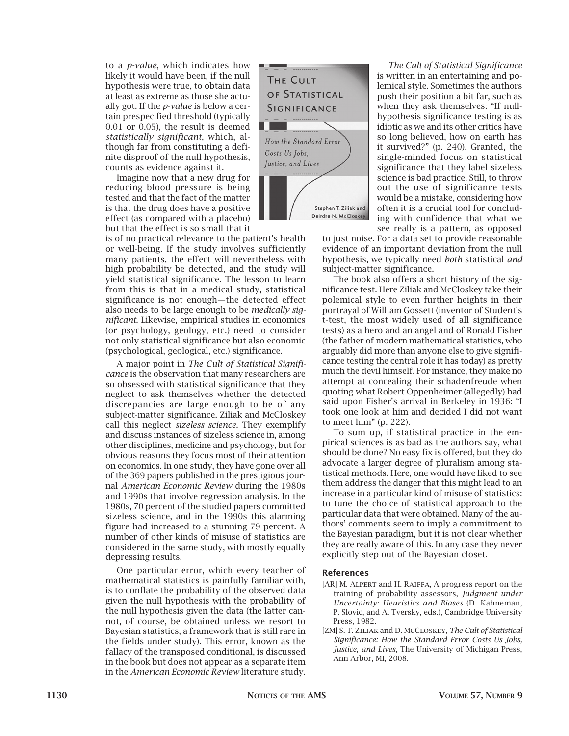to a *p-value*, which indicates how likely it would have been, if the null hypothesis were true, to obtain data at least as extreme as those she actually got. If the *p-value* is below a certain prespecified threshold (typically 0.01 or 0.05), the result is deemed *statistically significant*, which, although far from constituting a definite disproof of the null hypothesis, counts as evidence against it.

Imagine now that a new drug for reducing blood pressure is being tested and that the fact of the matter is that the drug does have a positive effect (as compared with a placebo) but that the effect is so small that it is of no practical relevance to the patient's health or well-being. If the study involves sufficiently many patients, the effect will nevertheless with high probability be detected, and the study will yield statistical significance. The lesson to learn from this is that in a medical study, statistical significance is not enough—the detected effect also needs to be large enough to be *medically significant*. Likewise, empirical studies in economics (or psychology, geology, etc.) need to consider not only statistical significance but also economic (psychological, geological, etc.) significance.

A major point in *The Cult of Statistical Significance* is the observation that many researchers are so obsessed with statistical significance that they neglect to ask themselves whether the detected discrepancies are large enough to be of any subject-matter significance. Ziliak and McCloskey call this neglect *sizeless science*. They exemplify and discuss instances of sizeless science in, among other disciplines, medicine and psychology, but for obvious reasons they focus most of their attention on economics. In one study, they have gone over all of the 369 papers published in the prestigious journal *American Economic Review* during the 1980s and 1990s that involve regression analysis. In the 1980s, 70 percent of the studied papers committed sizeless science, and in the 1990s this alarming figure had increased to a stunning 79 percent. A number of other kinds of misuse of statistics are considered in the same study, with mostly equally depressing results.

One particular error, which every teacher of mathematical statistics is painfully familiar with, is to conflate the probability of the observed data given the null hypothesis with the probability of the null hypothesis given the data (the latter cannot, of course, be obtained unless we resort to Bayesian statistics, a framework that is still rare in the fields under study). This error, known as the fallacy of the transposed conditional, is discussed in the book but does not appear as a separate item in the *American Economic Review* literature study.

*The Cult of Statistical Significance* is written in an entertaining and polemical style. Sometimes the authors push their position a bit far, such as when they ask themselves: "If null-hypothesis significance testing is as idiotic as we and its other critics have so long believed, how on earth has it survived?" (p. 240). Granted, the single-minded focus on statistical significance that they label sizeless science is bad practice. Still, to throw out the use of significance tests would be a mistake, considering how often it is a crucial tool for concluding with confidence that what we see really is a pattern, as opposed to just noise. For a data set to provide reasonable evidence of an important deviation from the null hypothesis, we typically need *both* statistical *and* subject-matter significance.

The book also offers a short history of the significance test. Here Ziliak and McCloskey take their polemical style to even further heights in their portrayal of William Gossett (inventor of Student's t-test, the most widely used of all significance tests) as a hero and an angel and of Ronald Fisher (the father of modern mathematical statistics, who arguably did more than anyone else to give significance testing the central role it has today) as pretty much the devil himself. For instance, they make no attempt at concealing their schadenfreude when quoting what Robert Oppenheimer (allegedly) had said upon Fisher's arrival in Berkeley in 1936: "I took one look at him and decided I did not want to meet him" (p. 222).

To sum up, if statistical practice in the empirical sciences is as bad as the authors say, what should be done? No easy fix is offered, but they do advocate a larger degree of pluralism among statistical methods. Here, one would have liked to see them address the danger that this might lead to an increase in a particular kind of misuse of statistics: to tune the choice of statistical approach to the particular data that were obtained. Many of the authors' comments seem to imply a commitment to the Bayesian paradigm, but it is not clear whether they are really aware of this. In any case they never explicitly step out of the Bayesian closet.

## References

[AR] M. Alpert and H. Raiffa, A progress report on the training of probability assessors, *Judgment under Uncertainty: Heuristics and Biases* (D. Kahneman, P. Slovic, and A. Tversky, eds.), Cambridge University Press, 1982.

[ZM] S. T. Ziliak and D. McCloskey, *The Cult of Statistical Significance: How the Standard Error Costs Us Jobs, Justice, and Lives*, The University of Michigan Press, Ann Arbor, MI, 2008.